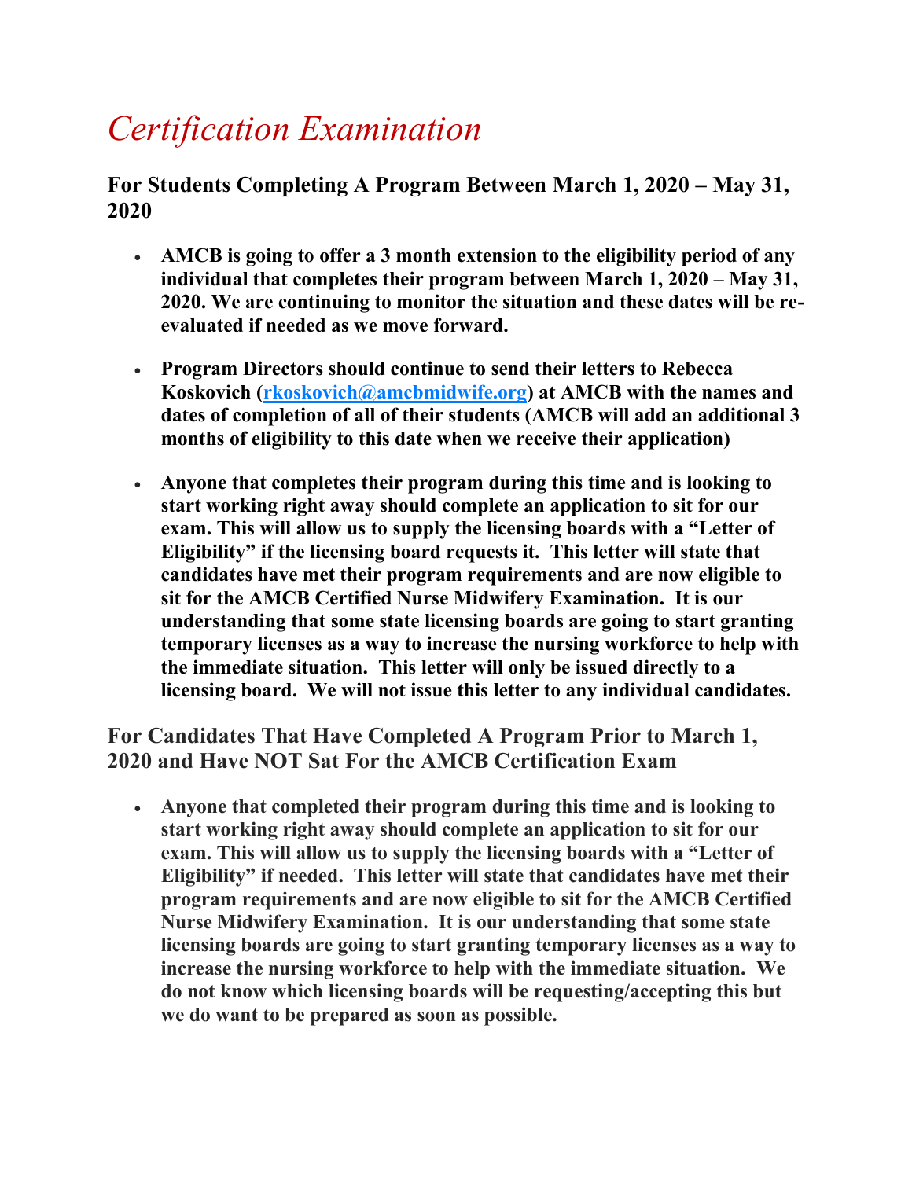# *Certification Examination*

## For Students Completing A Program Between March 1, 2020 – May 31, 2020

- **AMCB is going to offer a 3 month extension to the eligibility period of any individual that completes their program between March 1, 2020 – May 31, 2020. We are continuing to monitor the situation and these dates will be re-evaluated if needed as we move forward.**
- **Program Directors should continue to send their letters to Rebecca Koskovich ([rkoskovich@amcbmidwife.org](mailto:rkoskovich@amcbmidwife.org)) at AMCB with the names and dates of completion of all of their students (AMCB will add an additional 3 months of eligibility to this date when we receive their application)**
- **Anyone that completes their program during this time and is looking to start working right away should complete an application to sit for our exam. This will allow us to supply the licensing boards with a "Letter of Eligibility" if the licensing board requests it. This letter will state that candidates have met their program requirements and are now eligible to sit for the AMCB Certified Nurse Midwifery Examination. It is our understanding that some state licensing boards are going to start granting temporary licenses as a way to increase the nursing workforce to help with the immediate situation. This letter will only be issued directly to a licensing board. We will not issue this letter to any individual candidates.**

## For Candidates That Have Completed A Program Prior to March 1, 2020 and Have NOT Sat For the AMCB Certification Exam

- **Anyone that completed their program during this time and is looking to start working right away should complete an application to sit for our exam. This will allow us to supply the licensing boards with a "Letter of Eligibility" if needed. This letter will state that candidates have met their program requirements and are now eligible to sit for the AMCB Certified Nurse Midwifery Examination. It is our understanding that some state licensing boards are going to start granting temporary licenses as a way to increase the nursing workforce to help with the immediate situation. We do not know which licensing boards will be requesting/accepting this but we do want to be prepared as soon as possible.**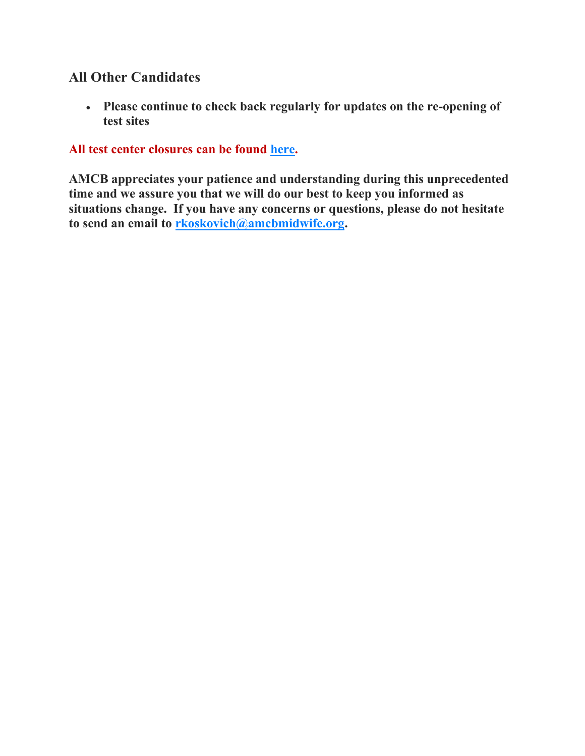## All Other Candidates

- **Please continue to check back regularly for updates on the re-opening of test sites**

**All test center closures can be found here.**

**AMCB appreciates your patience and understanding during this unprecedented time and we assure you that we will do our best to keep you informed as situations change. If you have any concerns or questions, please do not hesitate to send an email to rkoskovich@amcbmidwife.org.**